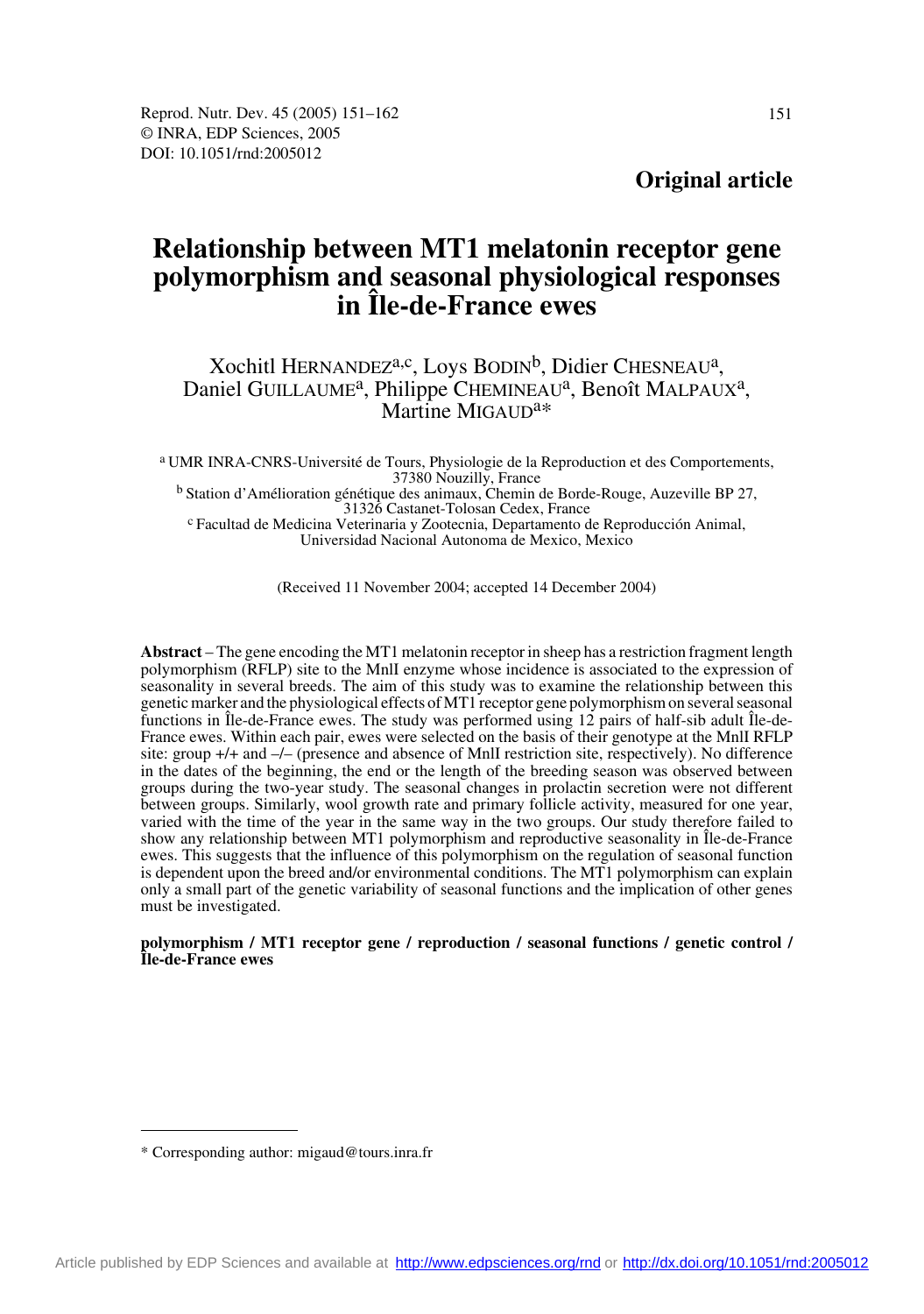**Original article**

# Relationship between MT1 melatonin receptor gene polymorphism and seasonal physiological responses in Île-de-France ewes

Xochitl HERNANDEZ[a,c], Loys BODIN[b], Didier CHESNEAU[a], Daniel GUILLAUME[a], Philippe CHEMINEAU[a], Benoît MALPAUX[a], Martine MIGAUD[a*]

[a] UMR INRA-CNRS-Université de Tours, Physiologie de la Reproduction et des Comportements, 37380 Nouzilly, France

[b] Station d'Amélioration génétique des animaux, Chemin de Borde-Rouge, Auzeville BP 27, 31326 Castanet-Tolosan Cedex, France

[c] Facultad de Medicina Veterinaria y Zootecnia, Departamento de Reproducción Animal, Universidad Nacional Autonoma de Mexico, Mexico

(Received 11 November 2004; accepted 14 December 2004)

**Abstract** – The gene encoding the MT1 melatonin receptor in sheep has a restriction fragment length polymorphism (RFLP) site to the MnlI enzyme whose incidence is associated to the expression of seasonality in several breeds. The aim of this study was to examine the relationship between this genetic marker and the physiological effects of MT1 receptor gene polymorphism on several seasonal functions in Île-de-France ewes. The study was performed using 12 pairs of half-sib adult Île-de-France ewes. Within each pair, ewes were selected on the basis of their genotype at the MnlI RFLP site: group +/+ and –/– (presence and absence of MnlI restriction site, respectively). No difference in the dates of the beginning, the end or the length of the breeding season was observed between groups during the two-year study. The seasonal changes in prolactin secretion were not different between groups. Similarly, wool growth rate and primary follicle activity, measured for one year, varied with the time of the year in the same way in the two groups. Our study therefore failed to show any relationship between MT1 polymorphism and reproductive seasonality in Île-de-France ewes. This suggests that the influence of this polymorphism on the regulation of seasonal function is dependent upon the breed and/or environmental conditions. The MT1 polymorphism can explain only a small part of the genetic variability of seasonal functions and the implication of other genes must be investigated.

**polymorphism / MT1 receptor gene / reproduction / seasonal functions / genetic control / Île-de-France ewes**

---

\* Corresponding author: migaud@tours.inra.fr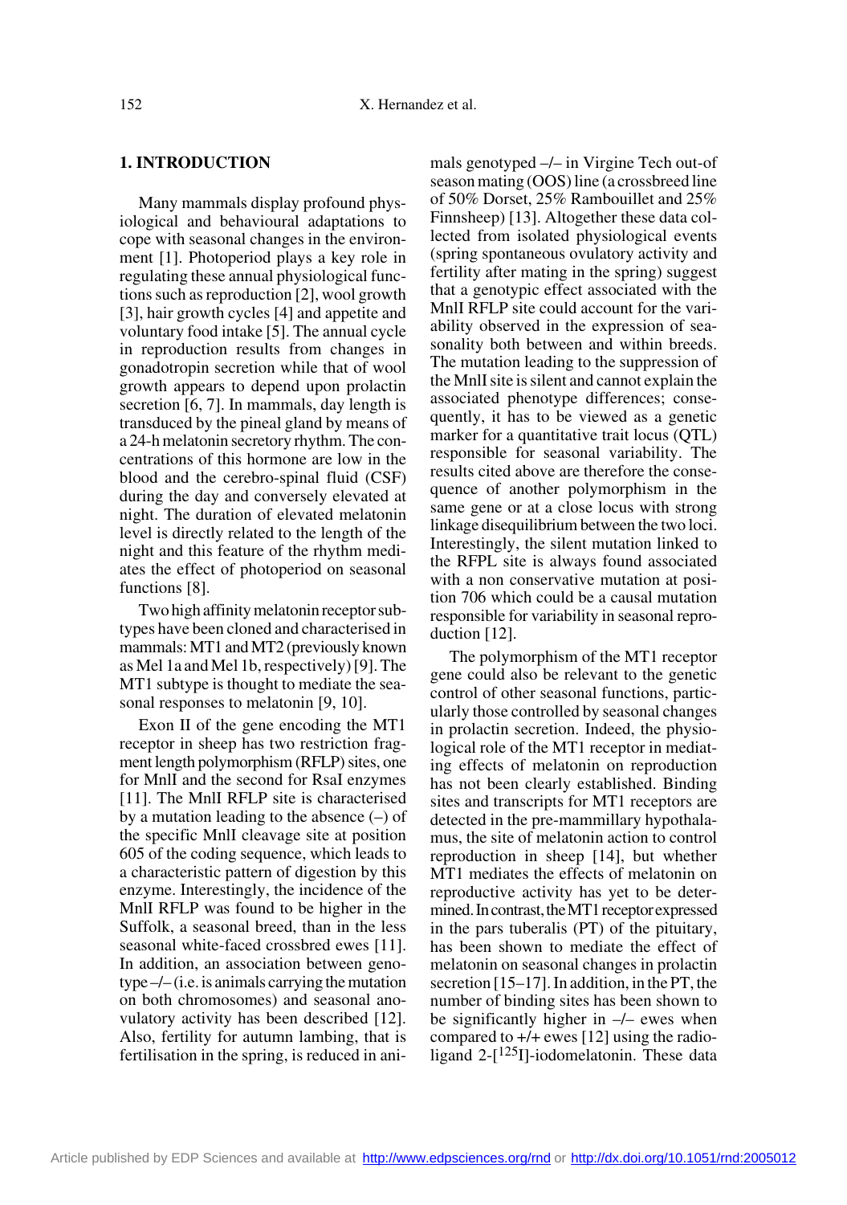## 1. INTRODUCTION

Many mammals display profound physiological and behavioural adaptations to cope with seasonal changes in the environment [1]. Photoperiod plays a key role in regulating these annual physiological functions such as reproduction [2], wool growth [3], hair growth cycles [4] and appetite and voluntary food intake [5]. The annual cycle in reproduction results from changes in gonadotropin secretion while that of wool growth appears to depend upon prolactin secretion [6, 7]. In mammals, day length is transduced by the pineal gland by means of a 24-h melatonin secretory rhythm. The concentrations of this hormone are low in the blood and the cerebro-spinal fluid (CSF) during the day and conversely elevated at night. The duration of elevated melatonin level is directly related to the length of the night and this feature of the rhythm mediates the effect of photoperiod on seasonal functions [8].

Two high affinity melatonin receptor subtypes have been cloned and characterised in mammals: MT1 and MT2 (previously known as Mel 1a and Mel 1b, respectively) [9]. The MT1 subtype is thought to mediate the seasonal responses to melatonin [9, 10].

Exon II of the gene encoding the MT1 receptor in sheep has two restriction fragment length polymorphism (RFLP) sites, one for MnlI and the second for RsaI enzymes [11]. The MnlI RFLP site is characterised by a mutation leading to the absence (–) of the specific MnlI cleavage site at position 605 of the coding sequence, which leads to a characteristic pattern of digestion by this enzyme. Interestingly, the incidence of the MnlI RFLP was found to be higher in the Suffolk, a seasonal breed, than in the less seasonal white-faced crossbred ewes [11]. In addition, an association between genotype –/– (i.e. is animals carrying the mutation on both chromosomes) and seasonal anovulatory activity has been described [12]. Also, fertility for autumn lambing, that is fertilisation in the spring, is reduced in animals genotyped –/– in Virgine Tech out-of season mating (OOS) line (a crossbreed line of 50% Dorset, 25% Rambouillet and 25% Finnsheep) [13]. Altogether these data collected from isolated physiological events (spring spontaneous ovulatory activity and fertility after mating in the spring) suggest that a genotypic effect associated with the MnlI RFLP site could account for the variability observed in the expression of seasonality both between and within breeds. The mutation leading to the suppression of the MnlI site is silent and cannot explain the associated phenotype differences; consequently, it has to be viewed as a genetic marker for a quantitative trait locus (QTL) responsible for seasonal variability. The results cited above are therefore the consequence of another polymorphism in the same gene or at a close locus with strong linkage disequilibrium between the two loci. Interestingly, the silent mutation linked to the RFPL site is always found associated with a non conservative mutation at position 706 which could be a causal mutation responsible for variability in seasonal reproduction [12].

The polymorphism of the MT1 receptor gene could also be relevant to the genetic control of other seasonal functions, particularly those controlled by seasonal changes in prolactin secretion. Indeed, the physiological role of the MT1 receptor in mediating effects of melatonin on reproduction has not been clearly established. Binding sites and transcripts for MT1 receptors are detected in the pre-mammillary hypothalamus, the site of melatonin action to control reproduction in sheep [14], but whether MT1 mediates the effects of melatonin on reproductive activity has yet to be determined. In contrast, the MT1 receptor expressed in the pars tuberalis (PT) of the pituitary, has been shown to mediate the effect of melatonin on seasonal changes in prolactin secretion [15–17]. In addition, in the PT, the number of binding sites has been shown to be significantly higher in –/– ewes when compared to +/+ ewes [12] using the radioligand 2-[$^{125}$I]-iodomelatonin. These data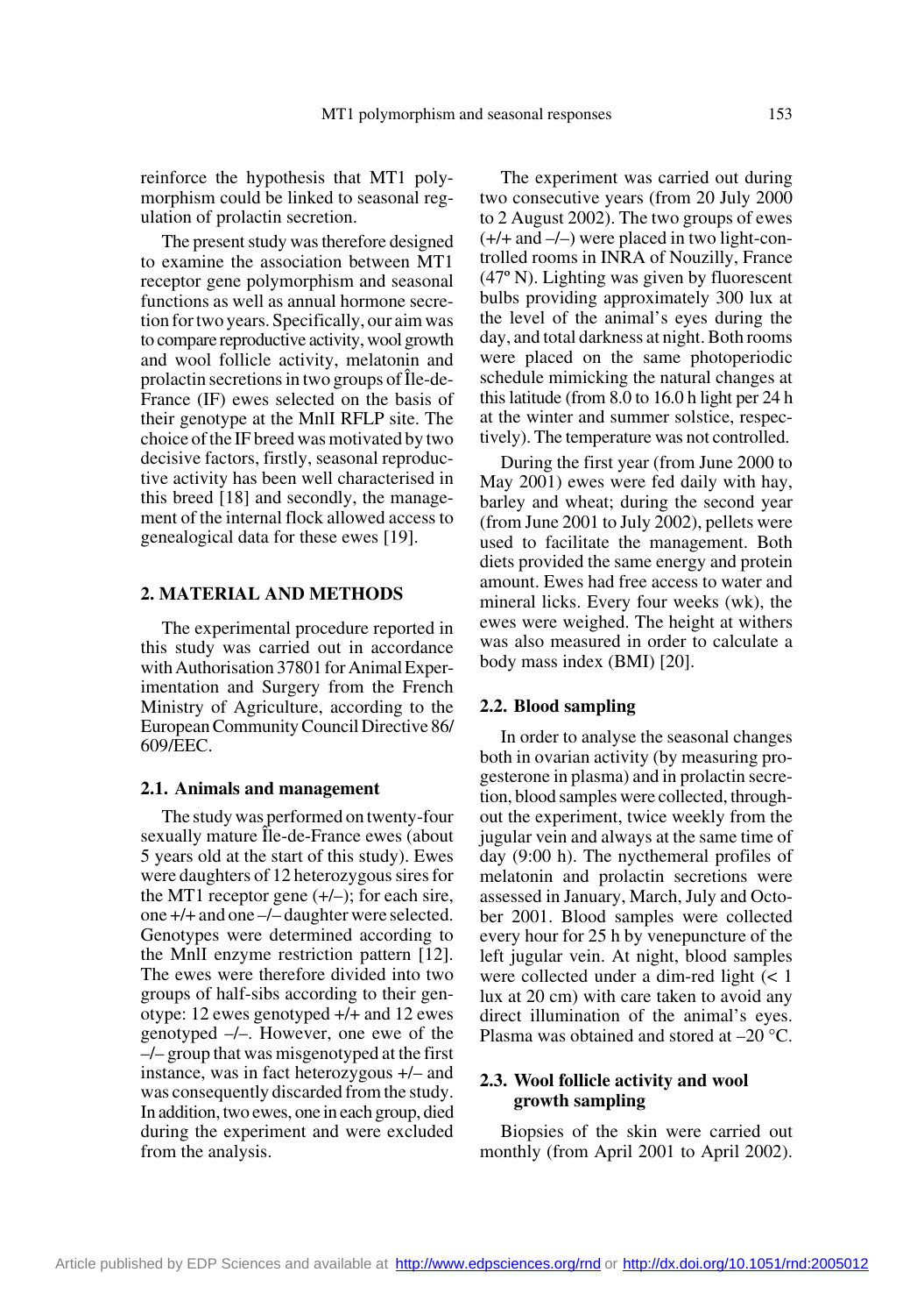reinforce the hypothesis that MT1 polymorphism could be linked to seasonal regulation of prolactin secretion.

The present study was therefore designed to examine the association between MT1 receptor gene polymorphism and seasonal functions as well as annual hormone secretion for two years. Specifically, our aim was to compare reproductive activity, wool growth and wool follicle activity, melatonin and prolactin secretions in two groups of Île-de-France (IF) ewes selected on the basis of their genotype at the MnlI RFLP site. The choice of the IF breed was motivated by two decisive factors, firstly, seasonal reproductive activity has been well characterised in this breed [18] and secondly, the management of the internal flock allowed access to genealogical data for these ewes [19].

## 2. MATERIAL AND METHODS

The experimental procedure reported in this study was carried out in accordance with Authorisation 37801 for Animal Experimentation and Surgery from the French Ministry of Agriculture, according to the European Community Council Directive 86/609/EEC.

### 2.1. Animals and management

The study was performed on twenty-four sexually mature Île-de-France ewes (about 5 years old at the start of this study). Ewes were daughters of 12 heterozygous sires for the MT1 receptor gene (+/–); for each sire, one +/+ and one –/– daughter were selected. Genotypes were determined according to the MnlI enzyme restriction pattern [12]. The ewes were therefore divided into two groups of half-sibs according to their genotype: 12 ewes genotyped +/+ and 12 ewes genotyped –/–. However, one ewe of the –/– group that was misgenotyped at the first instance, was in fact heterozygous +/– and was consequently discarded from the study. In addition, two ewes, one in each group, died during the experiment and were excluded from the analysis.

The experiment was carried out during two consecutive years (from 20 July 2000 to 2 August 2002). The two groups of ewes (+/+ and –/–) were placed in two light-controlled rooms in INRA of Nouzilly, France (47° N). Lighting was given by fluorescent bulbs providing approximately 300 lux at the level of the animal's eyes during the day, and total darkness at night. Both rooms were placed on the same photoperiodic schedule mimicking the natural changes at this latitude (from 8.0 to 16.0 h light per 24 h at the winter and summer solstice, respectively). The temperature was not controlled.

During the first year (from June 2000 to May 2001) ewes were fed daily with hay, barley and wheat; during the second year (from June 2001 to July 2002), pellets were used to facilitate the management. Both diets provided the same energy and protein amount. Ewes had free access to water and mineral licks. Every four weeks (wk), the ewes were weighed. The height at withers was also measured in order to calculate a body mass index (BMI) [20].

### 2.2. Blood sampling

In order to analyse the seasonal changes both in ovarian activity (by measuring progesterone in plasma) and in prolactin secretion, blood samples were collected, throughout the experiment, twice weekly from the jugular vein and always at the same time of day (9:00 h). The nycthemeral profiles of melatonin and prolactin secretions were assessed in January, March, July and October 2001. Blood samples were collected every hour for 25 h by venepuncture of the left jugular vein. At night, blood samples were collected under a dim-red light (< 1 lux at 20 cm) with care taken to avoid any direct illumination of the animal's eyes. Plasma was obtained and stored at –20 °C.

### 2.3. Wool follicle activity and wool growth sampling

Biopsies of the skin were carried out monthly (from April 2001 to April 2002).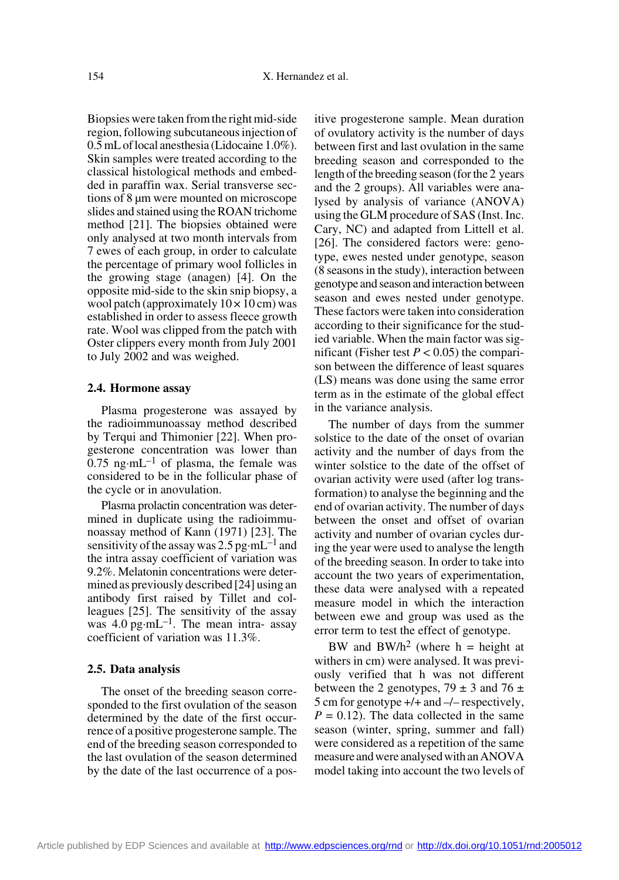Biopsies were taken from the right mid-side region, following subcutaneous injection of 0.5 mL of local anesthesia (Lidocaine 1.0%). Skin samples were treated according to the classical histological methods and embedded in paraffin wax. Serial transverse sections of 8 µm were mounted on microscope slides and stained using the ROAN trichome method [21]. The biopsies obtained were only analysed at two month intervals from 7 ewes of each group, in order to calculate the percentage of primary wool follicles in the growing stage (anagen) [4]. On the opposite mid-side to the skin snip biopsy, a wool patch (approximately $10 \times 10$ cm) was established in order to assess fleece growth rate. Wool was clipped from the patch with Oster clippers every month from July 2001 to July 2002 and was weighed.

### 2.4. Hormone assay

Plasma progesterone was assayed by the radioimmunoassay method described by Terqui and Thimonier [22]. When progesterone concentration was lower than $0.75\ \text{ng·mL}^{-1}$ of plasma, the female was considered to be in the follicular phase of the cycle or in anovulation.

Plasma prolactin concentration was determined in duplicate using the radioimmunoassay method of Kann (1971) [23]. The sensitivity of the assay was $2.5\ \text{pg·mL}^{-1}$ and the intra assay coefficient of variation was 9.2%. Melatonin concentrations were determined as previously described [24] using an antibody first raised by Tillet and colleagues [25]. The sensitivity of the assay was $4.0\ \text{pg·mL}^{-1}$. The mean intra- assay coefficient of variation was 11.3%.

### 2.5. Data analysis

The onset of the breeding season corresponded to the first ovulation of the season determined by the date of the first occurrence of a positive progesterone sample. The end of the breeding season corresponded to the last ovulation of the season determined by the date of the last occurrence of a positive progesterone sample. Mean duration of ovulatory activity is the number of days between first and last ovulation in the same breeding season and corresponded to the length of the breeding season (for the 2 years and the 2 groups). All variables were analysed by analysis of variance (ANOVA) using the GLM procedure of SAS (Inst. Inc. Cary, NC) and adapted from Littell et al. [26]. The considered factors were: genotype, ewes nested under genotype, season (8 seasons in the study), interaction between genotype and season and interaction between season and ewes nested under genotype. These factors were taken into consideration according to their significance for the studied variable. When the main factor was significant (Fisher test $P < 0.05$) the comparison between the difference of least squares (LS) means was done using the same error term as in the estimate of the global effect in the variance analysis.

The number of days from the summer solstice to the date of the onset of ovarian activity and the number of days from the winter solstice to the date of the offset of ovarian activity were used (after log transformation) to analyse the beginning and the end of ovarian activity. The number of days between the onset and offset of ovarian activity and number of ovarian cycles during the year were used to analyse the length of the breeding season. In order to take into account the two years of experimentation, these data were analysed with a repeated measure model in which the interaction between ewe and group was used as the error term to test the effect of genotype.

BW and BW/h$^2$ (where h = height at withers in cm) were analysed. It was previously verified that h was not different between the 2 genotypes, $79 \pm 3$ and $76 \pm 5$ cm for genotype +/+ and –/– respectively, $P = 0.12$). The data collected in the same season (winter, spring, summer and fall) were considered as a repetition of the same measure and were analysed with an ANOVA model taking into account the two levels of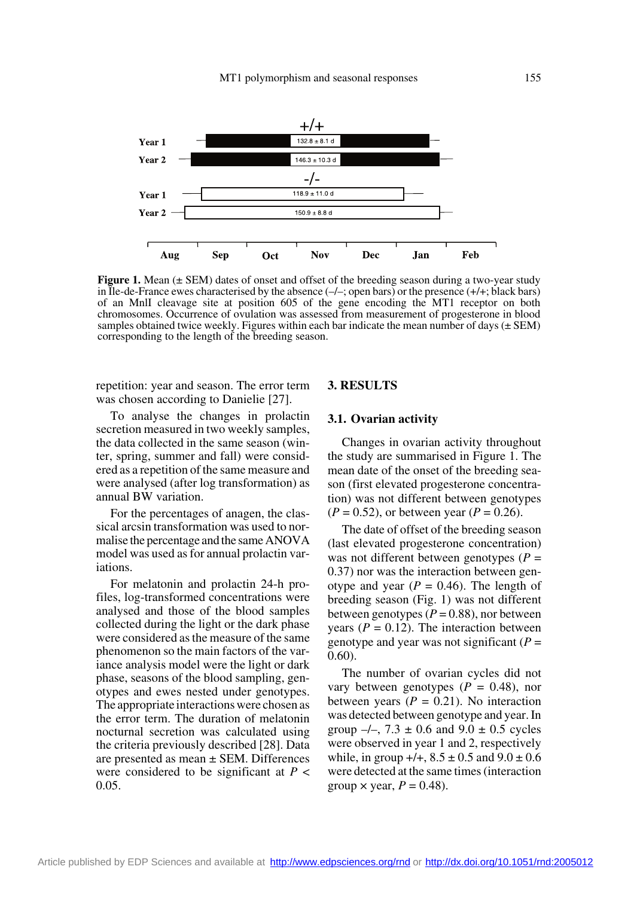**Figure 1.** Mean (± SEM) dates of onset and offset of the breeding season during a two-year study in Île-de-France ewes characterised by the absence (–/–; open bars) or the presence (+/+; black bars) of an MnlI cleavage site at position 605 of the gene encoding the MT1 receptor on both chromosomes. Occurrence of ovulation was assessed from measurement of progesterone in blood samples obtained twice weekly. Figures within each bar indicate the mean number of days (± SEM) corresponding to the length of the breeding season.

repetition: year and season. The error term was chosen according to Danielie [27].

To analyse the changes in prolactin secretion measured in two weekly samples, the data collected in the same season (winter, spring, summer and fall) were considered as a repetition of the same measure and were analysed (after log transformation) as annual BW variation.

For the percentages of anagen, the classical arcsin transformation was used to normalise the percentage and the same ANOVA model was used as for annual prolactin variations.

For melatonin and prolactin 24-h profiles, log-transformed concentrations were analysed and those of the blood samples collected during the light or the dark phase were considered as the measure of the same phenomenon so the main factors of the variance analysis model were the light or dark phase, seasons of the blood sampling, genotypes and ewes nested under genotypes. The appropriate interactions were chosen as the error term. The duration of melatonin nocturnal secretion was calculated using the criteria previously described [28]. Data are presented as mean ± SEM. Differences were considered to be significant at $P < 0.05$.

## 3. RESULTS

### 3.1. Ovarian activity

Changes in ovarian activity throughout the study are summarised in Figure 1. The mean date of the onset of the breeding season (first elevated progesterone concentration) was not different between genotypes ($P = 0.52$), or between year ($P = 0.26$).

The date of offset of the breeding season (last elevated progesterone concentration) was not different between genotypes ($P = 0.37$) nor was the interaction between genotype and year ($P = 0.46$). The length of breeding season (Fig. 1) was not different between genotypes ($P = 0.88$), nor between years ($P = 0.12$). The interaction between genotype and year was not significant ($P = 0.60$).

The number of ovarian cycles did not vary between genotypes ($P = 0.48$), nor between years ($P = 0.21$). No interaction was detected between genotype and year. In group –/–, 7.3 ± 0.6 and 9.0 ± 0.5 cycles were observed in year 1 and 2, respectively while, in group +/+, 8.5 ± 0.5 and 9.0 ± 0.6 were detected at the same times (interaction group × year, $P = 0.48$).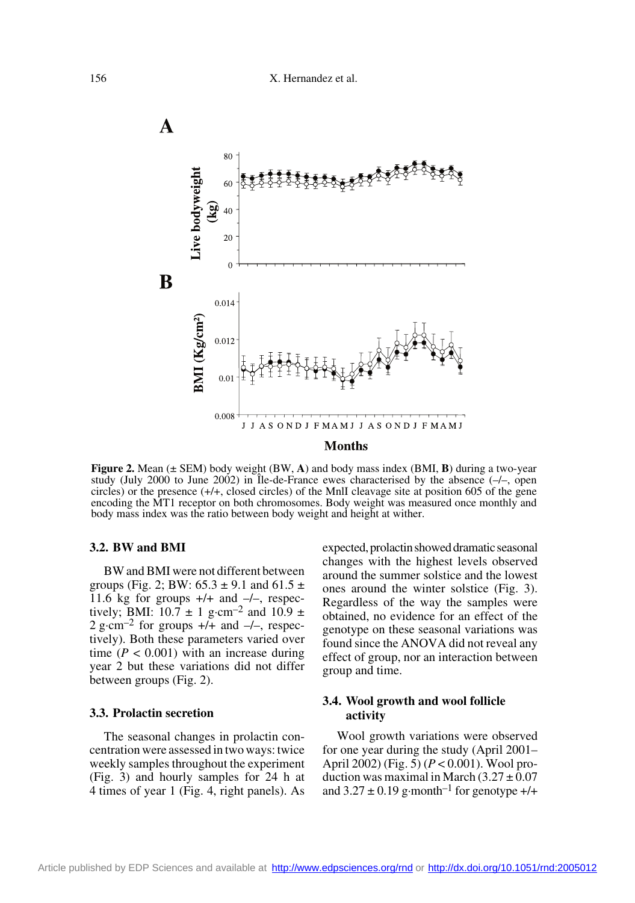**Figure 2.** Mean (± SEM) body weight (BW, **A**) and body mass index (BMI, **B**) during a two-year study (July 2000 to June 2002) in Île-de-France ewes characterised by the absence (–/–, open circles) or the presence (+/+, closed circles) of the MnlI cleavage site at position 605 of the gene encoding the MT1 receptor on both chromosomes. Body weight was measured once monthly and body mass index was the ratio between body weight and height at wither.

### 3.2. BW and BMI

BW and BMI were not different between groups (Fig. 2; BW: 65.3 ± 9.1 and 61.5 ± 11.6 kg for groups +/+ and –/–, respectively; BMI: 10.7 ± 1 $g \cdot cm^{-2}$ and 10.9 ± 2 $g \cdot cm^{-2}$ for groups +/+ and –/–, respectively). Both these parameters varied over time ($P < 0.001$) with an increase during year 2 but these variations did not differ between groups (Fig. 2).

### 3.3. Prolactin secretion

The seasonal changes in prolactin concentration were assessed in two ways: twice weekly samples throughout the experiment (Fig. 3) and hourly samples for 24 h at 4 times of year 1 (Fig. 4, right panels). As expected, prolactin showed dramatic seasonal changes with the highest levels observed around the summer solstice and the lowest ones around the winter solstice (Fig. 3). Regardless of the way the samples were obtained, no evidence for an effect of the genotype on these seasonal variations was found since the ANOVA did not reveal any effect of group, nor an interaction between group and time.

### 3.4. Wool growth and wool follicle activity

Wool growth variations were observed for one year during the study (April 2001–April 2002) (Fig. 5) ($P < 0.001$). Wool production was maximal in March (3.27 ± 0.07 and 3.27 ± 0.19 $g \cdot month^{-1}$ for genotype +/+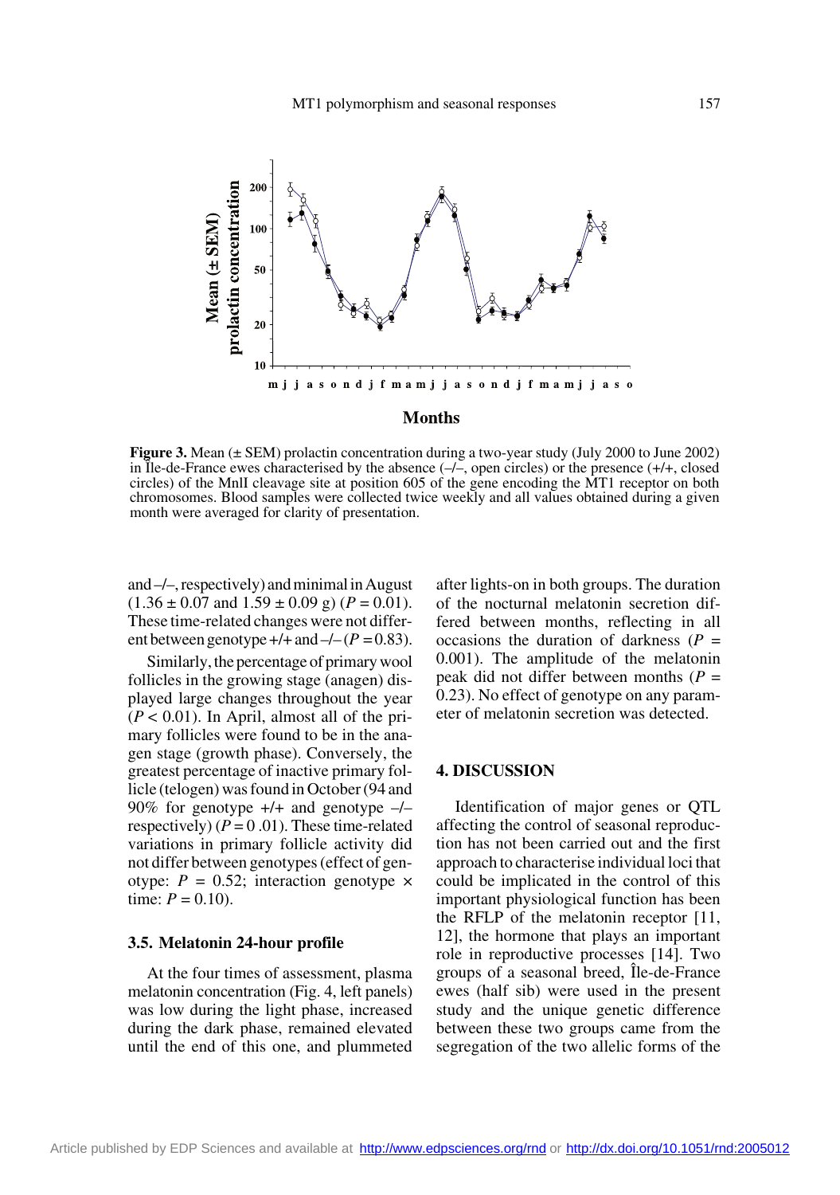**Figure 3.** Mean (± SEM) prolactin concentration during a two-year study (July 2000 to June 2002) in Île-de-France ewes characterised by the absence (–/–, open circles) or the presence (+/+, closed circles) of the MnlI cleavage site at position 605 of the gene encoding the MT1 receptor on both chromosomes. Blood samples were collected twice weekly and all values obtained during a given month were averaged for clarity of presentation.

and –/–, respectively) and minimal in August (1.36 ± 0.07 and 1.59 ± 0.09 g) ($P = 0.01$). These time-related changes were not different between genotype +/+ and –/– ($P = 0.83$).

Similarly, the percentage of primary wool follicles in the growing stage (anagen) displayed large changes throughout the year ($P < 0.01$). In April, almost all of the primary follicles were found to be in the anagen stage (growth phase). Conversely, the greatest percentage of inactive primary follicle (telogen) was found in October (94 and 90% for genotype +/+ and genotype –/– respectively) ($P = 0.01$). These time-related variations in primary follicle activity did not differ between genotypes (effect of genotype: $P = 0.52$; interaction genotype × time: $P = 0.10$).

### 3.5. Melatonin 24-hour profile

At the four times of assessment, plasma melatonin concentration (Fig. 4, left panels) was low during the light phase, increased during the dark phase, remained elevated until the end of this one, and plummeted after lights-on in both groups. The duration of the nocturnal melatonin secretion differed between months, reflecting in all occasions the duration of darkness ($P = 0.001$). The amplitude of the melatonin peak did not differ between months ($P = 0.23$). No effect of genotype on any parameter of melatonin secretion was detected.

## 4. DISCUSSION

Identification of major genes or QTL affecting the control of seasonal reproduction has not been carried out and the first approach to characterise individual loci that could be implicated in the control of this important physiological function has been the RFLP of the melatonin receptor [11, 12], the hormone that plays an important role in reproductive processes [14]. Two groups of a seasonal breed, Île-de-France ewes (half sib) were used in the present study and the unique genetic difference between these two groups came from the segregation of the two allelic forms of the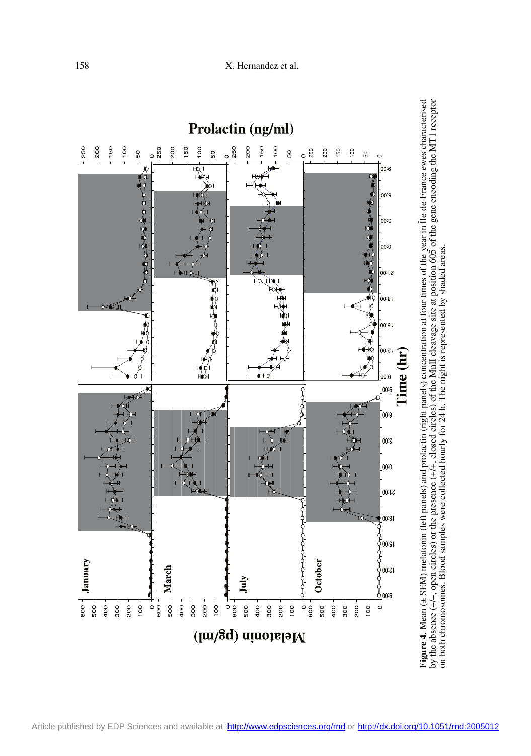**Figure 4.** Mean (± SEM) melatonin (left panels) and prolactin (right panels) concentration at four times of the year in Île-de-France ewes characterised by the absence (–/–, open circles) or the presence (+/+, closed circles) of the MnlI cleavage site at position 605 of the gene encoding the MT1 receptor on both chromosomes. Blood samples were collected hourly for 24 h. The night is represented by shaded areas.

Article published by EDP Sciences and available at http://www.edpsciences.org/rnd or http://dx.doi.org/10.1051/rnd:2005012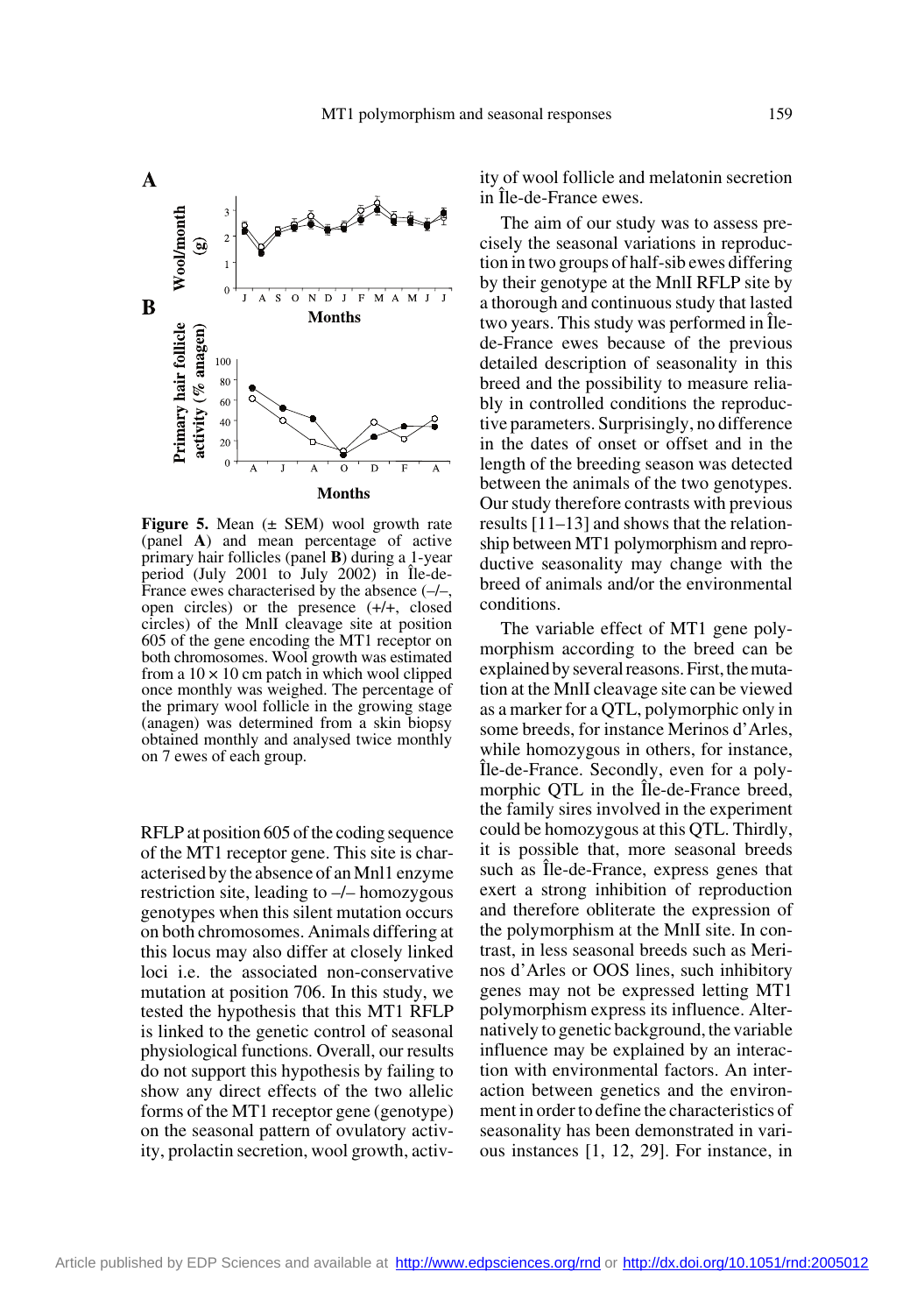**Figure 5.** Mean (± SEM) wool growth rate (panel **A**) and mean percentage of active primary hair follicles (panel **B**) during a 1-year period (July 2001 to July 2002) in Île-de-France ewes characterised by the absence (–/–, open circles) or the presence (+/+, closed circles) of the MnlI cleavage site at position 605 of the gene encoding the MT1 receptor on both chromosomes. Wool growth was estimated from a 10 × 10 cm patch in which wool clipped once monthly was weighed. The percentage of the primary wool follicle in the growing stage (anagen) was determined from a skin biopsy obtained monthly and analysed twice monthly on 7 ewes of each group.

RFLP at position 605 of the coding sequence of the MT1 receptor gene. This site is characterised by the absence of an Mnl1 enzyme restriction site, leading to –/– homozygous genotypes when this silent mutation occurs on both chromosomes. Animals differing at this locus may also differ at closely linked loci i.e. the associated non-conservative mutation at position 706. In this study, we tested the hypothesis that this MT1 RFLP is linked to the genetic control of seasonal physiological functions. Overall, our results do not support this hypothesis by failing to show any direct effects of the two allelic forms of the MT1 receptor gene (genotype) on the seasonal pattern of ovulatory activity, prolactin secretion, wool growth, activity of wool follicle and melatonin secretion in Île-de-France ewes.

The aim of our study was to assess precisely the seasonal variations in reproduction in two groups of half-sib ewes differing by their genotype at the MnlI RFLP site by a thorough and continuous study that lasted two years. This study was performed in Île-de-France ewes because of the previous detailed description of seasonality in this breed and the possibility to measure reliably in controlled conditions the reproductive parameters. Surprisingly, no difference in the dates of onset or offset and in the length of the breeding season was detected between the animals of the two genotypes. Our study therefore contrasts with previous results [11–13] and shows that the relationship between MT1 polymorphism and reproductive seasonality may change with the breed of animals and/or the environmental conditions.

The variable effect of MT1 gene polymorphism according to the breed can be explained by several reasons. First, the mutation at the MnlI cleavage site can be viewed as a marker for a QTL, polymorphic only in some breeds, for instance Merinos d'Arles, while homozygous in others, for instance, Île-de-France. Secondly, even for a polymorphic QTL in the Île-de-France breed, the family sires involved in the experiment could be homozygous at this QTL. Thirdly, it is possible that, more seasonal breeds such as Île-de-France, express genes that exert a strong inhibition of reproduction and therefore obliterate the expression of the polymorphism at the MnlI site. In contrast, in less seasonal breeds such as Merinos d'Arles or OOS lines, such inhibitory genes may not be expressed letting MT1 polymorphism express its influence. Alternatively to genetic background, the variable influence may be explained by an interaction with environmental factors. An interaction between genetics and the environment in order to define the characteristics of seasonality has been demonstrated in various instances [1, 12, 29]. For instance, in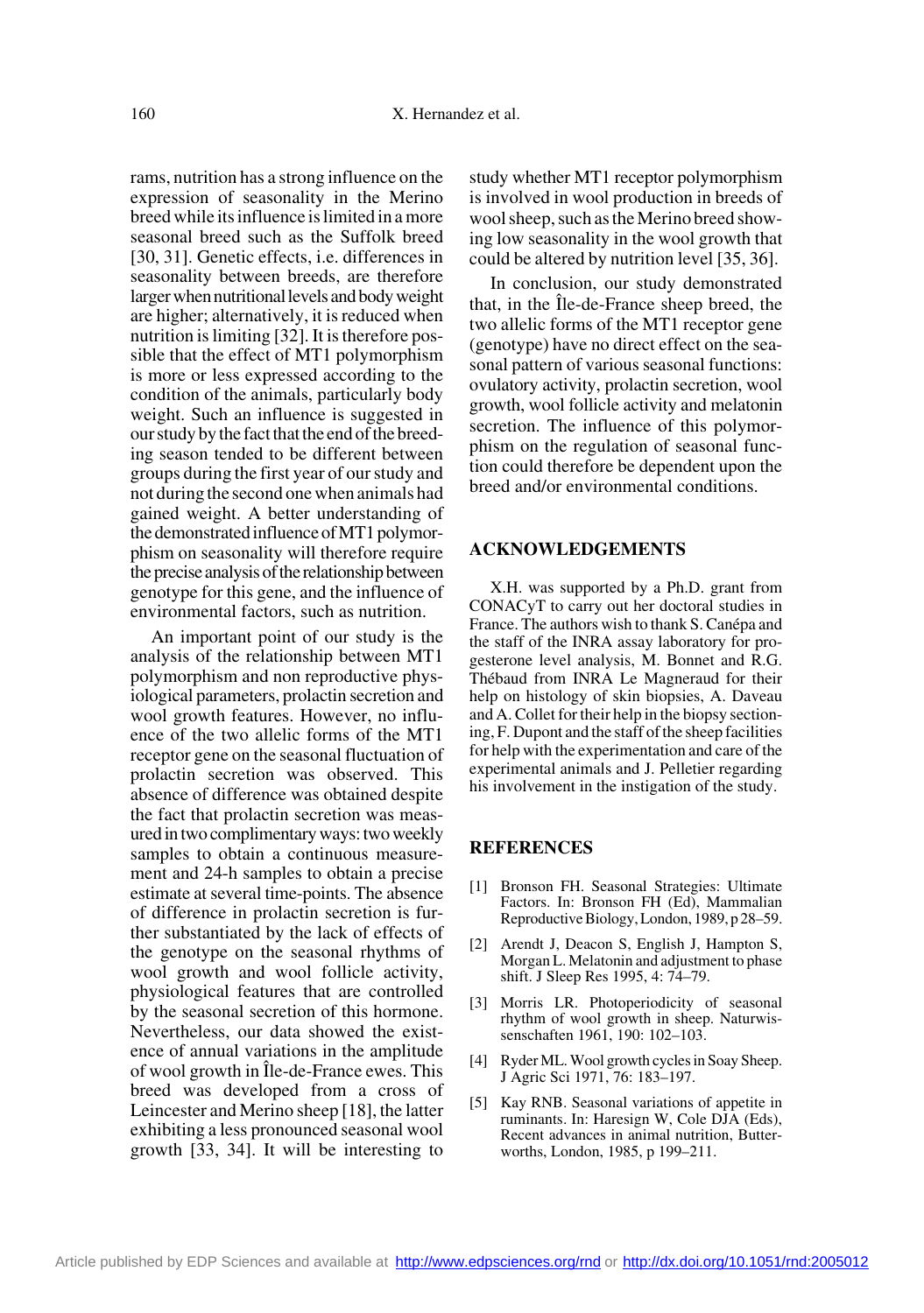rams, nutrition has a strong influence on the expression of seasonality in the Merino breed while its influence is limited in a more seasonal breed such as the Suffolk breed [30, 31]. Genetic effects, i.e. differences in seasonality between breeds, are therefore larger when nutritional levels and body weight are higher; alternatively, it is reduced when nutrition is limiting [32]. It is therefore possible that the effect of MT1 polymorphism is more or less expressed according to the condition of the animals, particularly body weight. Such an influence is suggested in our study by the fact that the end of the breeding season tended to be different between groups during the first year of our study and not during the second one when animals had gained weight. A better understanding of the demonstrated influence of MT1 polymorphism on seasonality will therefore require the precise analysis of the relationship between genotype for this gene, and the influence of environmental factors, such as nutrition.

An important point of our study is the analysis of the relationship between MT1 polymorphism and non reproductive physiological parameters, prolactin secretion and wool growth features. However, no influence of the two allelic forms of the MT1 receptor gene on the seasonal fluctuation of prolactin secretion was observed. This absence of difference was obtained despite the fact that prolactin secretion was measured in two complimentary ways: two weekly samples to obtain a continuous measurement and 24-h samples to obtain a precise estimate at several time-points. The absence of difference in prolactin secretion is further substantiated by the lack of effects of the genotype on the seasonal rhythms of wool growth and wool follicle activity, physiological features that are controlled by the seasonal secretion of this hormone. Nevertheless, our data showed the existence of annual variations in the amplitude of wool growth in Île-de-France ewes. This breed was developed from a cross of Leincester and Merino sheep [18], the latter exhibiting a less pronounced seasonal wool growth [33, 34]. It will be interesting to study whether MT1 receptor polymorphism is involved in wool production in breeds of wool sheep, such as the Merino breed showing low seasonality in the wool growth that could be altered by nutrition level [35, 36].

In conclusion, our study demonstrated that, in the Île-de-France sheep breed, the two allelic forms of the MT1 receptor gene (genotype) have no direct effect on the seasonal pattern of various seasonal functions: ovulatory activity, prolactin secretion, wool growth, wool follicle activity and melatonin secretion. The influence of this polymorphism on the regulation of seasonal function could therefore be dependent upon the breed and/or environmental conditions.

## ACKNOWLEDGEMENTS

X.H. was supported by a Ph.D. grant from CONACyT to carry out her doctoral studies in France. The authors wish to thank S. Canépa and the staff of the INRA assay laboratory for progesterone level analysis, M. Bonnet and R.G. Thébaud from INRA Le Magneraud for their help on histology of skin biopsies, A. Daveau and A. Collet for their help in the biopsy sectioning, F. Dupont and the staff of the sheep facilities for help with the experimentation and care of the experimental animals and J. Pelletier regarding his involvement in the instigation of the study.

## REFERENCES

[1] Bronson FH. Seasonal Strategies: Ultimate Factors. In: Bronson FH (Ed), Mammalian Reproductive Biology, London, 1989, p 28–59.

[2] Arendt J, Deacon S, English J, Hampton S, Morgan L. Melatonin and adjustment to phase shift. J Sleep Res 1995, 4: 74–79.

[3] Morris LR. Photoperiodicity of seasonal rhythm of wool growth in sheep. Naturwissenschaften 1961, 190: 102–103.

[4] Ryder ML. Wool growth cycles in Soay Sheep. J Agric Sci 1971, 76: 183–197.

[5] Kay RNB. Seasonal variations of appetite in ruminants. In: Haresign W, Cole DJA (Eds), Recent advances in animal nutrition, Butterworths, London, 1985, p 199–211.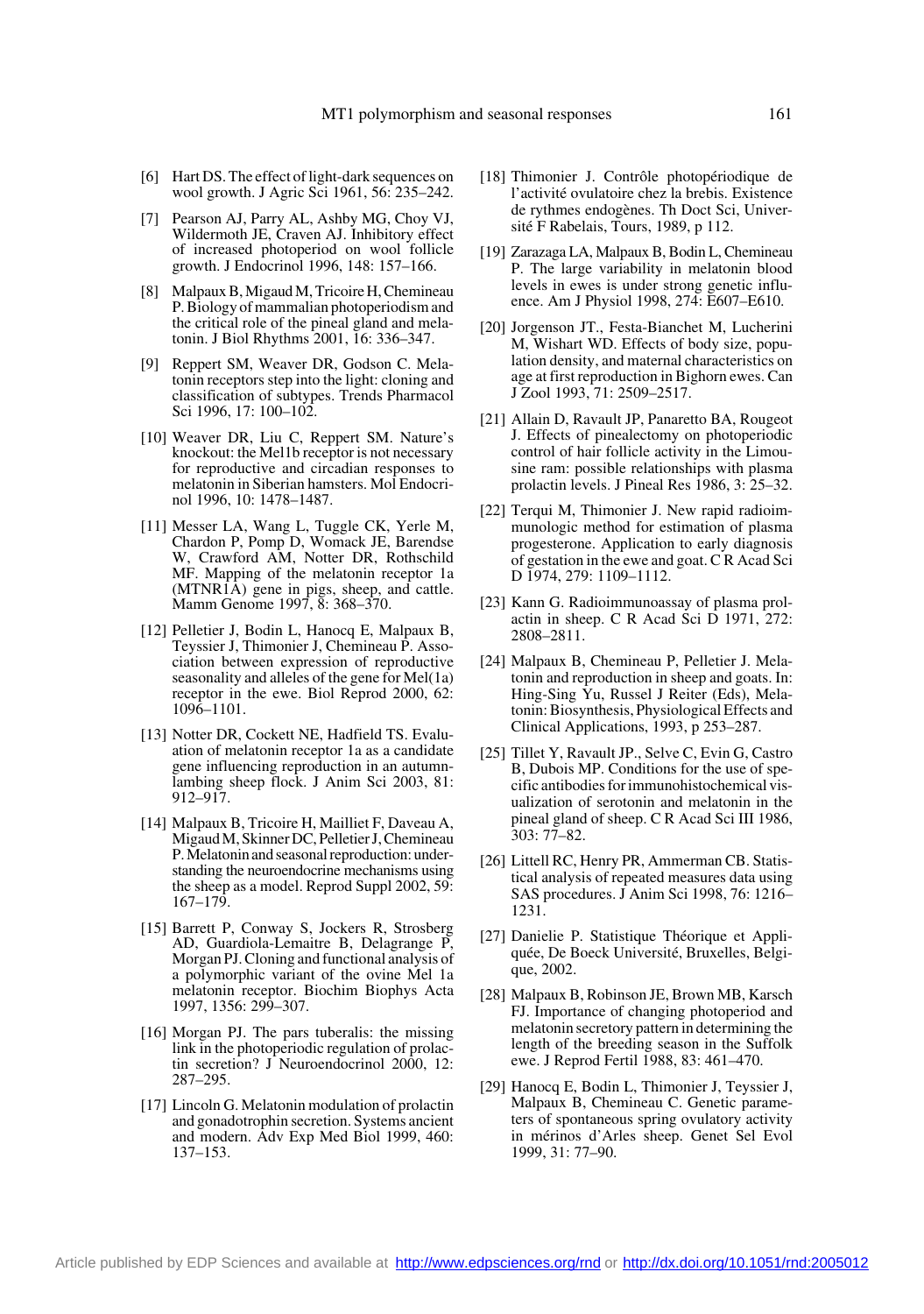[6] Hart DS. The effect of light-dark sequences on wool growth. J Agric Sci 1961, 56: 235–242.

[7] Pearson AJ, Parry AL, Ashby MG, Choy VJ, Wildermoth JE, Craven AJ. Inhibitory effect of increased photoperiod on wool follicle growth. J Endocrinol 1996, 148: 157–166.

[8] Malpaux B, Migaud M, Tricoire H, Chemineau P. Biology of mammalian photoperiodism and the critical role of the pineal gland and melatonin. J Biol Rhythms 2001, 16: 336–347.

[9] Reppert SM, Weaver DR, Godson C. Melatonin receptors step into the light: cloning and classification of subtypes. Trends Pharmacol Sci 1996, 17: 100–102.

[10] Weaver DR, Liu C, Reppert SM. Nature's knockout: the Mel1b receptor is not necessary for reproductive and circadian responses to melatonin in Siberian hamsters. Mol Endocrinol 1996, 10: 1478–1487.

[11] Messer LA, Wang L, Tuggle CK, Yerle M, Chardon P, Pomp D, Womack JE, Barendse W, Crawford AM, Notter DR, Rothschild MF. Mapping of the melatonin receptor 1a (MTNR1A) gene in pigs, sheep, and cattle. Mamm Genome 1997, 8: 368–370.

[12] Pelletier J, Bodin L, Hanocq E, Malpaux B, Teyssier J, Thimonier J, Chemineau P. Association between expression of reproductive seasonality and alleles of the gene for Mel(1a) receptor in the ewe. Biol Reprod 2000, 62: 1096–1101.

[13] Notter DR, Cockett NE, Hadfield TS. Evaluation of melatonin receptor 1a as a candidate gene influencing reproduction in an autumn-lambing sheep flock. J Anim Sci 2003, 81: 912–917.

[14] Malpaux B, Tricoire H, Mailliet F, Daveau A, Migaud M, Skinner DC, Pelletier J, Chemineau P. Melatonin and seasonal reproduction: understanding the neuroendocrine mechanisms using the sheep as a model. Reprod Suppl 2002, 59: 167–179.

[15] Barrett P, Conway S, Jockers R, Strosberg AD, Guardiola-Lemaitre B, Delagrange P, Morgan PJ. Cloning and functional analysis of a polymorphic variant of the ovine Mel 1a melatonin receptor. Biochim Biophys Acta 1997, 1356: 299–307.

[16] Morgan PJ. The pars tuberalis: the missing link in the photoperiodic regulation of prolactin secretion? J Neuroendocrinol 2000, 12: 287–295.

[17] Lincoln G. Melatonin modulation of prolactin and gonadotrophin secretion. Systems ancient and modern. Adv Exp Med Biol 1999, 460: 137–153.

[18] Thimonier J. Contrôle photopériodique de l'activité ovulatoire chez la brebis. Existence de rythmes endogènes. Th Doct Sci, Université F Rabelais, Tours, 1989, p 112.

[19] Zarazaga LA, Malpaux B, Bodin L, Chemineau P. The large variability in melatonin blood levels in ewes is under strong genetic influence. Am J Physiol 1998, 274: E607–E610.

[20] Jorgenson JT., Festa-Bianchet M, Lucherini M, Wishart WD. Effects of body size, population density, and maternal characteristics on age at first reproduction in Bighorn ewes. Can J Zool 1993, 71: 2509–2517.

[21] Allain D, Ravault JP, Panaretto BA, Rougeot J. Effects of pinealectomy on photoperiodic control of hair follicle activity in the Limousine ram: possible relationships with plasma prolactin levels. J Pineal Res 1986, 3: 25–32.

[22] Terqui M, Thimonier J. New rapid radioimmunologic method for estimation of plasma progesterone. Application to early diagnosis of gestation in the ewe and goat. C R Acad Sci D 1974, 279: 1109–1112.

[23] Kann G. Radioimmunoassay of plasma prolactin in sheep. C R Acad Sci D 1971, 272: 2808–2811.

[24] Malpaux B, Chemineau P, Pelletier J. Melatonin and reproduction in sheep and goats. In: Hing-Sing Yu, Russel J Reiter (Eds), Melatonin: Biosynthesis, Physiological Effects and Clinical Applications, 1993, p 253–287.

[25] Tillet Y, Ravault JP., Selve C, Evin G, Castro B, Dubois MP. Conditions for the use of specific antibodies for immunohistochemical visualization of serotonin and melatonin in the pineal gland of sheep. C R Acad Sci III 1986, 303: 77–82.

[26] Littell RC, Henry PR, Ammerman CB. Statistical analysis of repeated measures data using SAS procedures. J Anim Sci 1998, 76: 1216–1231.

[27] Danielie P. Statistique Théorique et Appliquée, De Boeck Université, Bruxelles, Belgique, 2002.

[28] Malpaux B, Robinson JE, Brown MB, Karsch FJ. Importance of changing photoperiod and melatonin secretory pattern in determining the length of the breeding season in the Suffolk ewe. J Reprod Fertil 1988, 83: 461–470.

[29] Hanocq E, Bodin L, Thimonier J, Teyssier J, Malpaux B, Chemineau C. Genetic parameters of spontaneous spring ovulatory activity in mérinos d'Arles sheep. Genet Sel Evol 1999, 31: 77–90.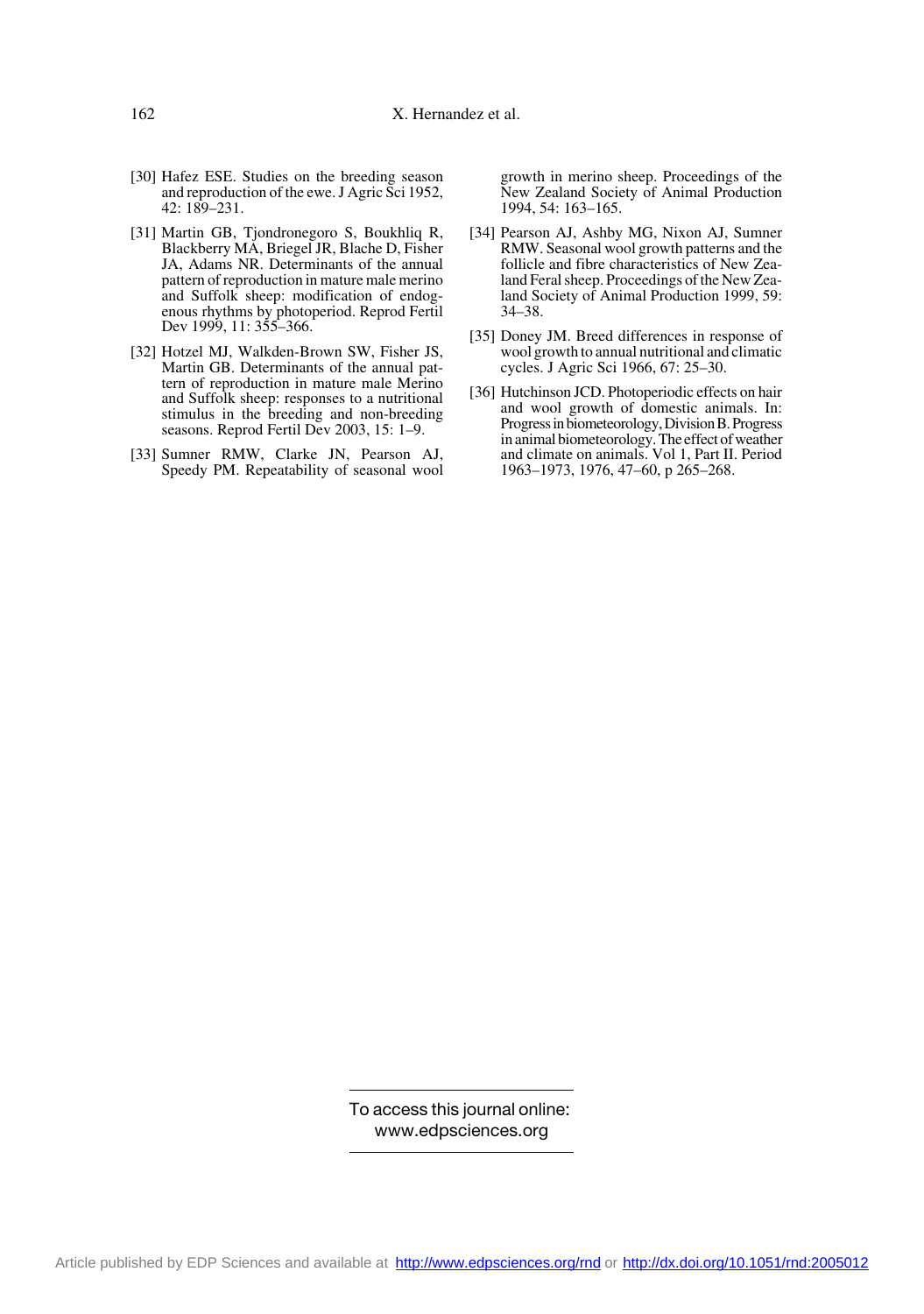[30] Hafez ESE. Studies on the breeding season and reproduction of the ewe. J Agric Sci 1952, 42: 189–231.

[31] Martin GB, Tjondronegoro S, Boukhliq R, Blackberry MA, Briegel JR, Blache D, Fisher JA, Adams NR. Determinants of the annual pattern of reproduction in mature male merino and Suffolk sheep: modification of endogenous rhythms by photoperiod. Reprod Fertil Dev 1999, 11: 355–366.

[32] Hotzel MJ, Walkden-Brown SW, Fisher JS, Martin GB. Determinants of the annual pattern of reproduction in mature male Merino and Suffolk sheep: responses to a nutritional stimulus in the breeding and non-breeding seasons. Reprod Fertil Dev 2003, 15: 1–9.

[33] Sumner RMW, Clarke JN, Pearson AJ, Speedy PM. Repeatability of seasonal wool growth in merino sheep. Proceedings of the New Zealand Society of Animal Production 1994, 54: 163–165.

[34] Pearson AJ, Ashby MG, Nixon AJ, Sumner RMW. Seasonal wool growth patterns and the follicle and fibre characteristics of New Zealand Feral sheep. Proceedings of the New Zealand Society of Animal Production 1999, 59: 34–38.

[35] Doney JM. Breed differences in response of wool growth to annual nutritional and climatic cycles. J Agric Sci 1966, 67: 25–30.

[36] Hutchinson JCD. Photoperiodic effects on hair and wool growth of domestic animals. In: Progress in biometeorology, Division B. Progress in animal biometeorology. The effect of weather and climate on animals. Vol 1, Part II. Period 1963–1973, 1976, 47–60, p 265–268.

To access this journal online:
www.edpsciences.org

Article published by EDP Sciences and available at http://www.edpsciences.org/rnd or http://dx.doi.org/10.1051/rnd:2005012